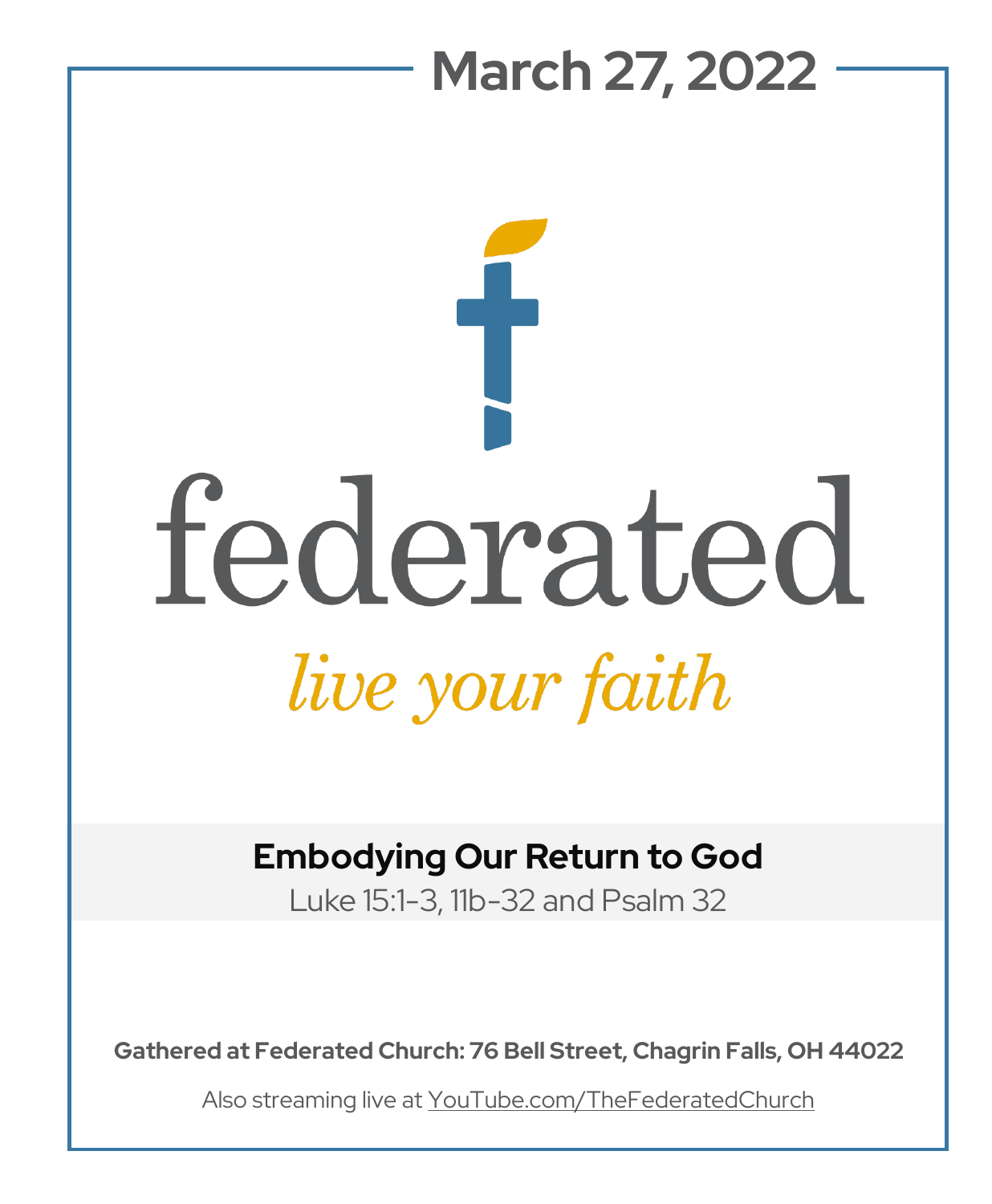# March 27, 2022

federated

*live your faith*

**Embodying Our Return to God**

Luke 15:1-3, 11b-32 and Psalm 32

**Gathered at Federated Church: 76 Bell Street, Chagrin Falls, OH 44022**

Also streaming live at YouTube.com/TheFederatedChurch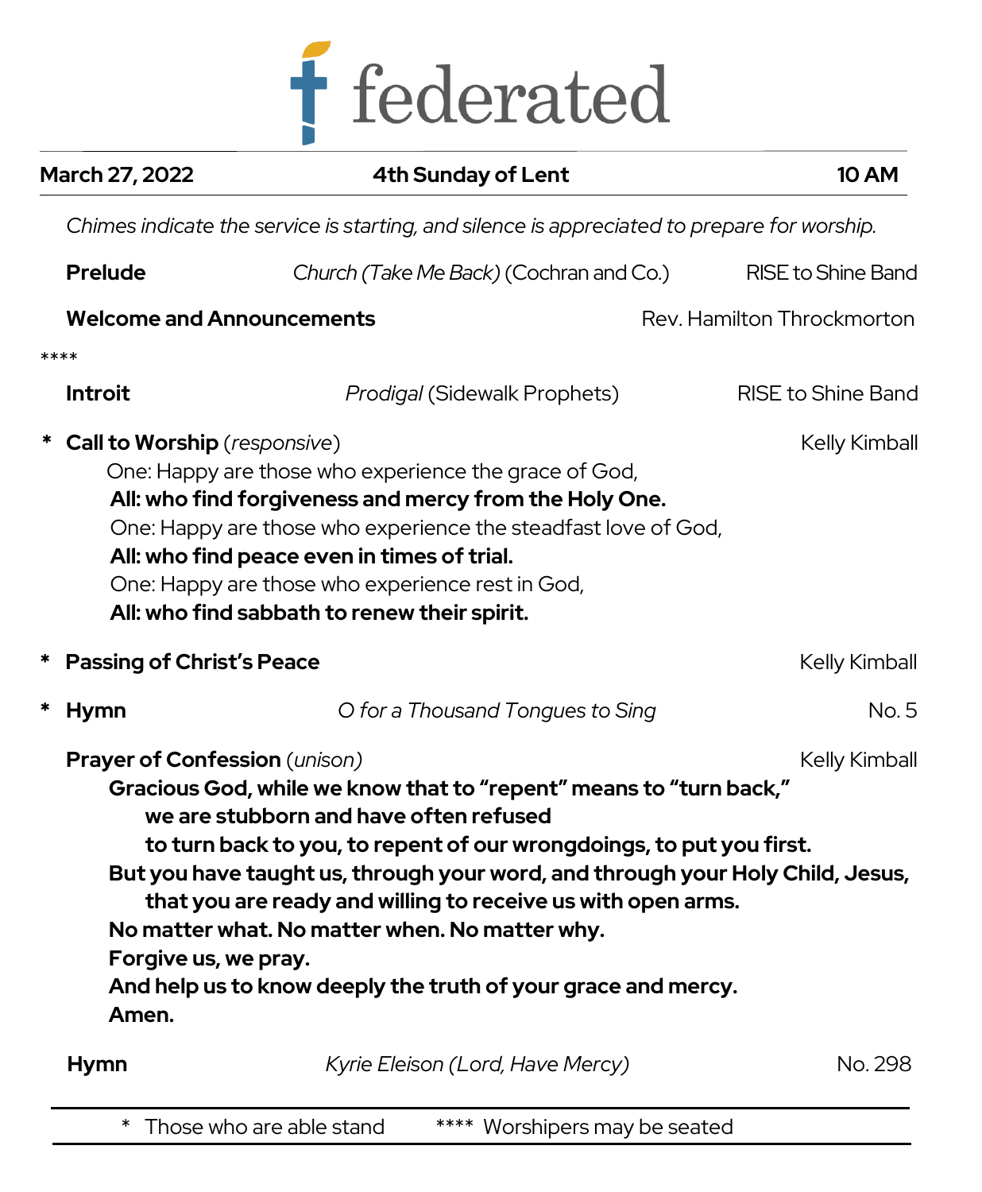# federated

**March 27, 2022** | **4th Sunday of Lent** | **10 AM**

*Chimes indicate the service is starting, and silence is appreciated to prepare for worship.*

**Prelude** — *Church (Take Me Back)* (Cochran and Co.) — RISE to Shine Band

**Welcome and Announcements** — Rev. Hamilton Throckmorton

****

**Introit** — *Prodigal* (Sidewalk Prophets) — RISE to Shine Band

\* **Call to Worship** (*responsive*) — Kelly Kimball

One: Happy are those who experience the grace of God,
**All: who find forgiveness and mercy from the Holy One.**
One: Happy are those who experience the steadfast love of God,
**All: who find peace even in times of trial.**
One: Happy are those who experience rest in God,
**All: who find sabbath to renew their spirit.**

\* **Passing of Christ's Peace** — Kelly Kimball

\* **Hymn** — *O for a Thousand Tongues to Sing* — No. 5

**Prayer of Confession** (*unison*) — Kelly Kimball

**Gracious God, while we know that to "repent" means to "turn back,"**
**we are stubborn and have often refused**
**to turn back to you, to repent of our wrongdoings, to put you first.**
**But you have taught us, through your word, and through your Holy Child, Jesus,**
**that you are ready and willing to receive us with open arms.**
**No matter what. No matter when. No matter why.**
**Forgive us, we pray.**
**And help us to know deeply the truth of your grace and mercy.**
**Amen.**

**Hymn** — *Kyrie Eleison (Lord, Have Mercy)* — No. 298

\* Those who are able stand     **** Worshipers may be seated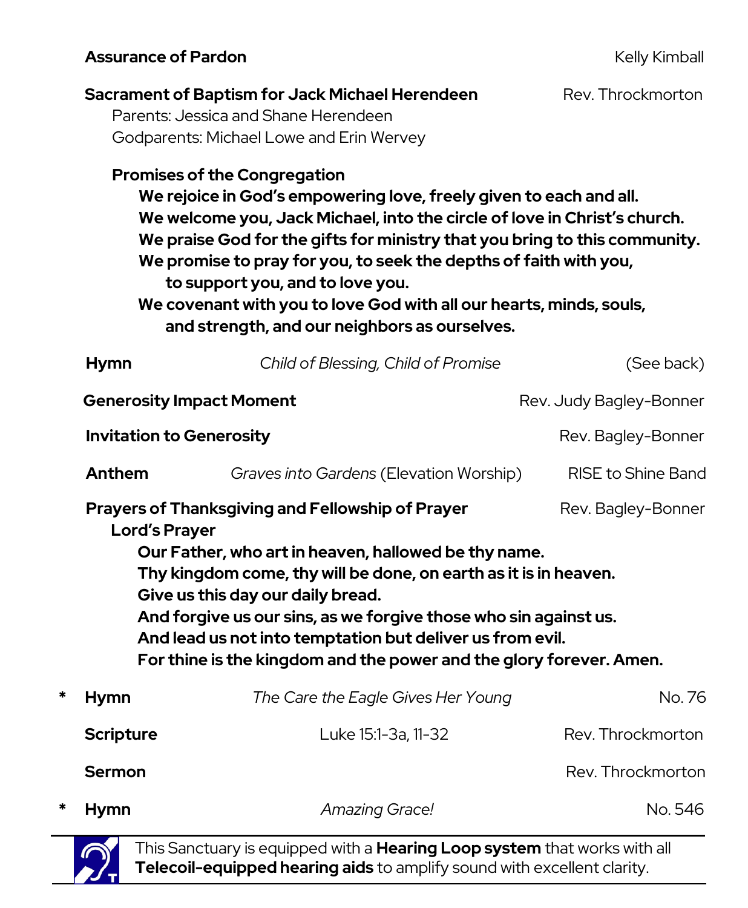**Assurance of Pardon** Kelly Kimball

**Sacrament of Baptism for Jack Michael Herendeen** Rev. Throckmorton

Parents: Jessica and Shane Herendeen
Godparents: Michael Lowe and Erin Wervey

**Promises of the Congregation**

**We rejoice in God's empowering love, freely given to each and all.**
**We welcome you, Jack Michael, into the circle of love in Christ's church.**
**We praise God for the gifts for ministry that you bring to this community.**
**We promise to pray for you, to seek the depths of faith with you, to support you, and to love you.**
**We covenant with you to love God with all our hearts, minds, souls, and strength, and our neighbors as ourselves.**

**Hymn** *Child of Blessing, Child of Promise* (See back)

**Generosity Impact Moment** Rev. Judy Bagley-Bonner

**Invitation to Generosity** Rev. Bagley-Bonner

**Anthem** *Graves into Gardens* (Elevation Worship) RISE to Shine Band

**Prayers of Thanksgiving and Fellowship of Prayer** Rev. Bagley-Bonner

**Lord's Prayer**

**Our Father, who art in heaven, hallowed be thy name.**
**Thy kingdom come, thy will be done, on earth as it is in heaven.**
**Give us this day our daily bread.**
**And forgive us our sins, as we forgive those who sin against us.**
**And lead us not into temptation but deliver us from evil.**
**For thine is the kingdom and the power and the glory forever. Amen.**

\* **Hymn** *The Care the Eagle Gives Her Young* No. 76

**Scripture** Luke 15:1-3a, 11-32 Rev. Throckmorton

**Sermon** Rev. Throckmorton

\* **Hymn** *Amazing Grace!* No. 546

This Sanctuary is equipped with a **Hearing Loop system** that works with all **Telecoil-equipped hearing aids** to amplify sound with excellent clarity.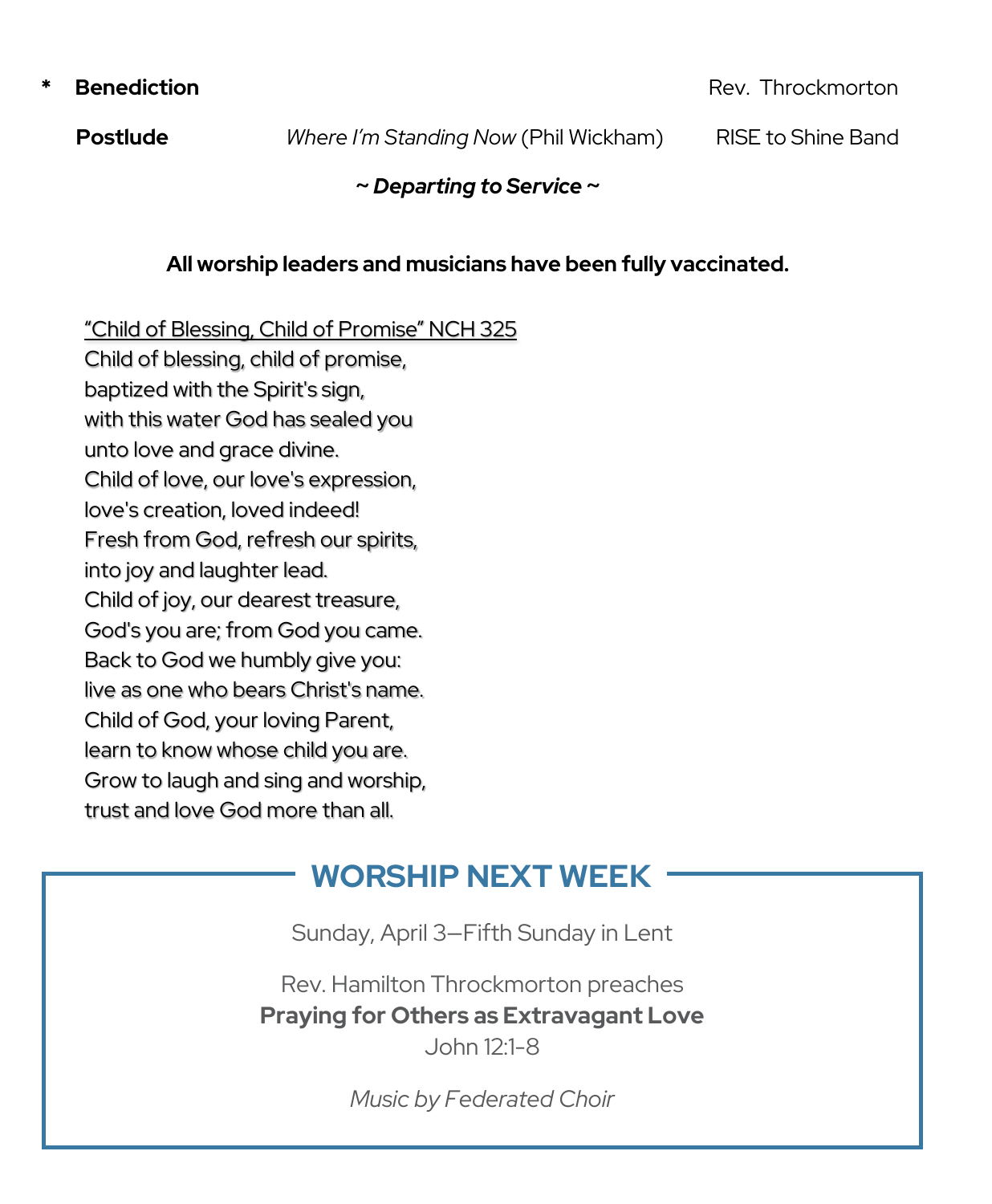\* **Benediction** Rev. Throckmorton

**Postlude** *Where I'm Standing Now* (Phil Wickham) RISE to Shine Band

***~ Departing to Service ~***

**All worship leaders and musicians have been fully vaccinated.**

"Child of Blessing, Child of Promise" NCH 325

Child of blessing, child of promise,
baptized with the Spirit's sign,
with this water God has sealed you
unto love and grace divine.
Child of love, our love's expression,
love's creation, loved indeed!
Fresh from God, refresh our spirits,
into joy and laughter lead.
Child of joy, our dearest treasure,
God's you are; from God you came.
Back to God we humbly give you:
live as one who bears Christ's name.
Child of God, your loving Parent,
learn to know whose child you are.
Grow to laugh and sing and worship,
trust and love God more than all.

## WORSHIP NEXT WEEK

Sunday, April 3—Fifth Sunday in Lent

Rev. Hamilton Throckmorton preaches
**Praying for Others as Extravagant Love**
John 12:1-8

*Music by Federated Choir*